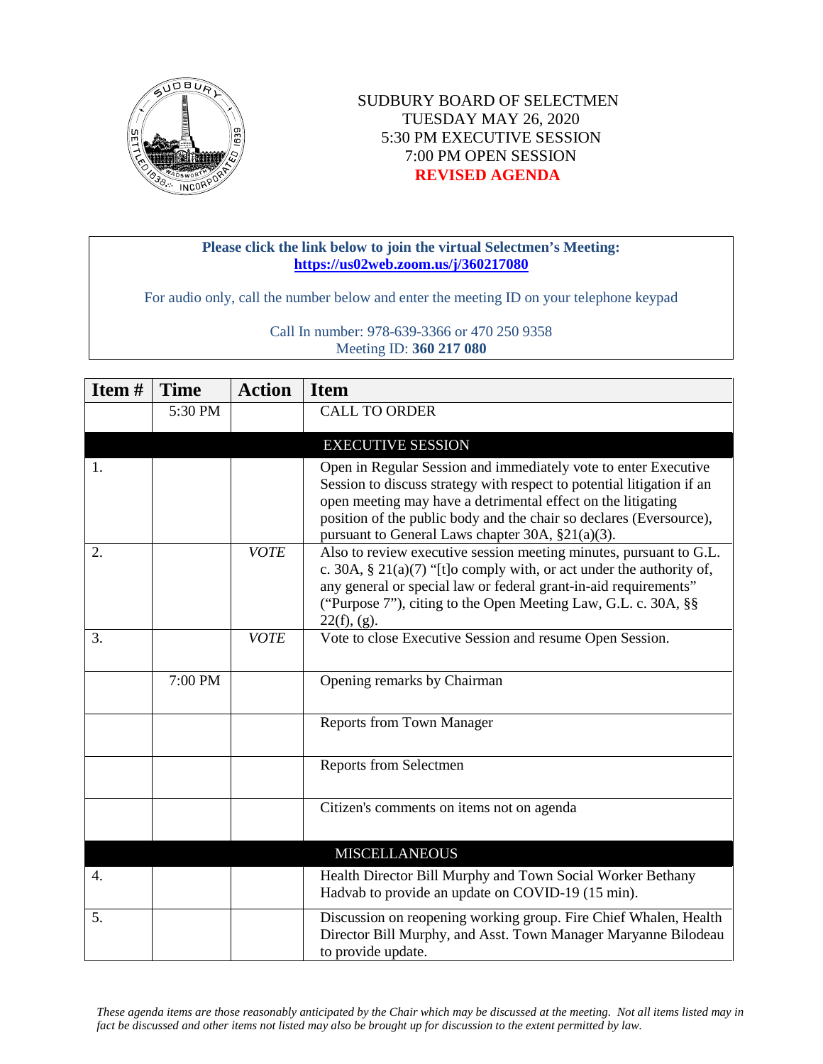SUDBURY BOARD OF SELECTMEN
TUESDAY MAY 26, 2020
5:30 PM EXECUTIVE SESSION
7:00 PM OPEN SESSION
**REVISED AGENDA**

**Please click the link below to join the virtual Selectmen's Meeting:**
**https://us02web.zoom.us/j/360217080**

For audio only, call the number below and enter the meeting ID on your telephone keypad

Call In number: 978-639-3366 or 470 250 9358
Meeting ID: **360 217 080**

| Item # | Time | Action | Item |
|---|---|---|---|
| | 5:30 PM | | CALL TO ORDER |
| | | | EXECUTIVE SESSION |
| 1. | | | Open in Regular Session and immediately vote to enter Executive Session to discuss strategy with respect to potential litigation if an open meeting may have a detrimental effect on the litigating position of the public body and the chair so declares (Eversource), pursuant to General Laws chapter 30A, §21(a)(3). |
| 2. | | *VOTE* | Also to review executive session meeting minutes, pursuant to G.L. c. 30A, § 21(a)(7) "[t]o comply with, or act under the authority of, any general or special law or federal grant-in-aid requirements" ("Purpose 7"), citing to the Open Meeting Law, G.L. c. 30A, §§ 22(f), (g). |
| 3. | | *VOTE* | Vote to close Executive Session and resume Open Session. |
| | 7:00 PM | | Opening remarks by Chairman |
| | | | Reports from Town Manager |
| | | | Reports from Selectmen |
| | | | Citizen's comments on items not on agenda |
| | | | MISCELLANEOUS |
| 4. | | | Health Director Bill Murphy and Town Social Worker Bethany Hadvab to provide an update on COVID-19 (15 min). |
| 5. | | | Discussion on reopening working group. Fire Chief Whalen, Health Director Bill Murphy, and Asst. Town Manager Maryanne Bilodeau to provide update. |

*These agenda items are those reasonably anticipated by the Chair which may be discussed at the meeting. Not all items listed may in fact be discussed and other items not listed may also be brought up for discussion to the extent permitted by law.*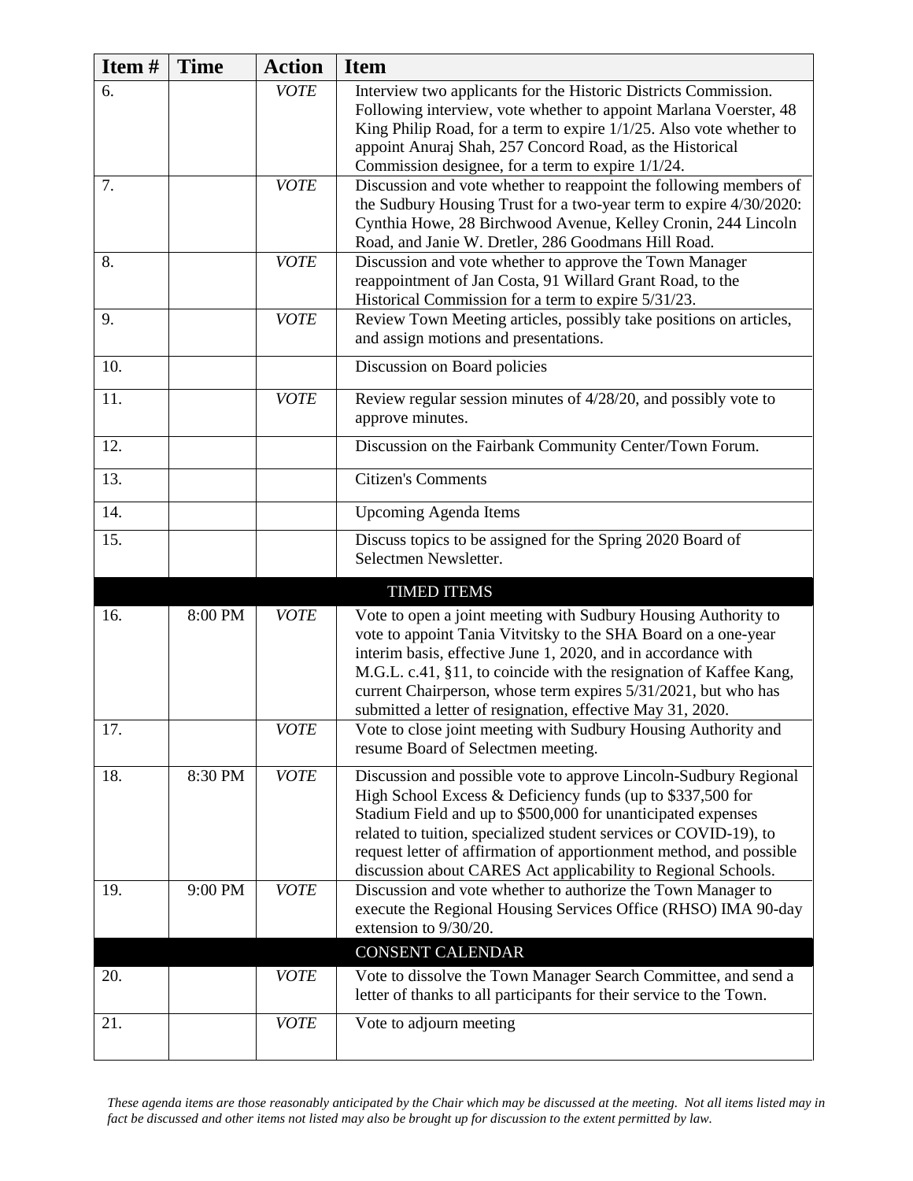| Item # | Time | Action | Item |
|---|---|---|---|
| 6. | | *VOTE* | Interview two applicants for the Historic Districts Commission. Following interview, vote whether to appoint Marlana Voerster, 48 King Philip Road, for a term to expire 1/1/25. Also vote whether to appoint Anuraj Shah, 257 Concord Road, as the Historical Commission designee, for a term to expire 1/1/24. |
| 7. | | *VOTE* | Discussion and vote whether to reappoint the following members of the Sudbury Housing Trust for a two-year term to expire 4/30/2020: Cynthia Howe, 28 Birchwood Avenue, Kelley Cronin, 244 Lincoln Road, and Janie W. Dretler, 286 Goodmans Hill Road. |
| 8. | | *VOTE* | Discussion and vote whether to approve the Town Manager reappointment of Jan Costa, 91 Willard Grant Road, to the Historical Commission for a term to expire 5/31/23. |
| 9. | | *VOTE* | Review Town Meeting articles, possibly take positions on articles, and assign motions and presentations. |
| 10. | | | Discussion on Board policies |
| 11. | | *VOTE* | Review regular session minutes of 4/28/20, and possibly vote to approve minutes. |
| 12. | | | Discussion on the Fairbank Community Center/Town Forum. |
| 13. | | | Citizen's Comments |
| 14. | | | Upcoming Agenda Items |
| 15. | | | Discuss topics to be assigned for the Spring 2020 Board of Selectmen Newsletter. |
| | | | **TIMED ITEMS** |
| 16. | 8:00 PM | *VOTE* | Vote to open a joint meeting with Sudbury Housing Authority to vote to appoint Tania Vitvitsky to the SHA Board on a one-year interim basis, effective June 1, 2020, and in accordance with M.G.L. c.41, §11, to coincide with the resignation of Kaffee Kang, current Chairperson, whose term expires 5/31/2021, but who has submitted a letter of resignation, effective May 31, 2020. |
| 17. | | *VOTE* | Vote to close joint meeting with Sudbury Housing Authority and resume Board of Selectmen meeting. |
| 18. | 8:30 PM | *VOTE* | Discussion and possible vote to approve Lincoln-Sudbury Regional High School Excess & Deficiency funds (up to $337,500 for Stadium Field and up to $500,000 for unanticipated expenses related to tuition, specialized student services or COVID-19), to request letter of affirmation of apportionment method, and possible discussion about CARES Act applicability to Regional Schools. |
| 19. | 9:00 PM | *VOTE* | Discussion and vote whether to authorize the Town Manager to execute the Regional Housing Services Office (RHSO) IMA 90-day extension to 9/30/20. |
| | | | **CONSENT CALENDAR** |
| 20. | | *VOTE* | Vote to dissolve the Town Manager Search Committee, and send a letter of thanks to all participants for their service to the Town. |
| 21. | | *VOTE* | Vote to adjourn meeting |

*These agenda items are those reasonably anticipated by the Chair which may be discussed at the meeting. Not all items listed may in fact be discussed and other items not listed may also be brought up for discussion to the extent permitted by law.*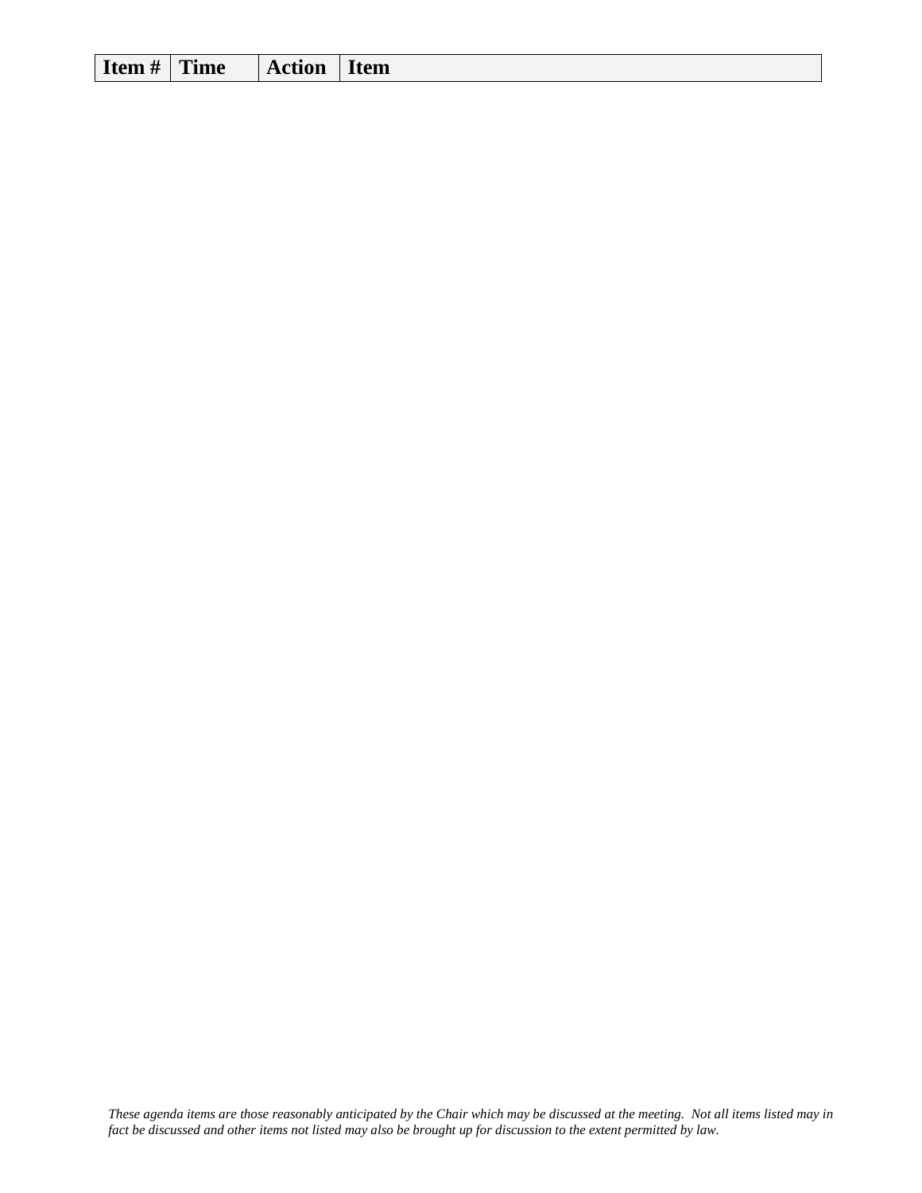| Item # | Time | Action | Item |
|---|---|---|---|

*These agenda items are those reasonably anticipated by the Chair which may be discussed at the meeting. Not all items listed may in fact be discussed and other items not listed may also be brought up for discussion to the extent permitted by law.*